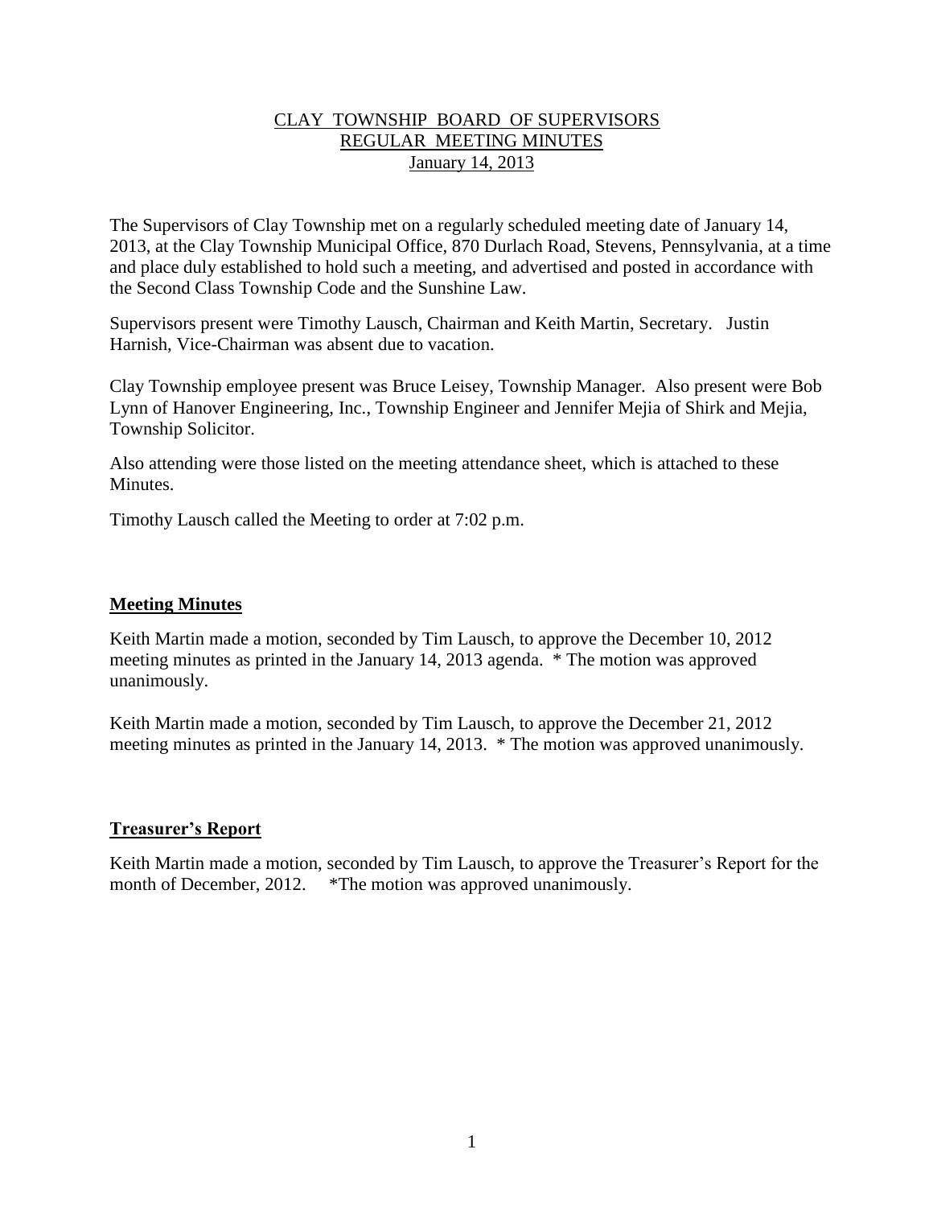# CLAY TOWNSHIP BOARD OF SUPERVISORS
## REGULAR MEETING MINUTES
### January 14, 2013

The Supervisors of Clay Township met on a regularly scheduled meeting date of January 14, 2013, at the Clay Township Municipal Office, 870 Durlach Road, Stevens, Pennsylvania, at a time and place duly established to hold such a meeting, and advertised and posted in accordance with the Second Class Township Code and the Sunshine Law.

Supervisors present were Timothy Lausch, Chairman and Keith Martin, Secretary. Justin Harnish, Vice-Chairman was absent due to vacation.

Clay Township employee present was Bruce Leisey, Township Manager. Also present were Bob Lynn of Hanover Engineering, Inc., Township Engineer and Jennifer Mejia of Shirk and Mejia, Township Solicitor.

Also attending were those listed on the meeting attendance sheet, which is attached to these Minutes.

Timothy Lausch called the Meeting to order at 7:02 p.m.

## Meeting Minutes

Keith Martin made a motion, seconded by Tim Lausch, to approve the December 10, 2012 meeting minutes as printed in the January 14, 2013 agenda. * The motion was approved unanimously.

Keith Martin made a motion, seconded by Tim Lausch, to approve the December 21, 2012 meeting minutes as printed in the January 14, 2013. * The motion was approved unanimously.

## Treasurer's Report

Keith Martin made a motion, seconded by Tim Lausch, to approve the Treasurer's Report for the month of December, 2012. *The motion was approved unanimously.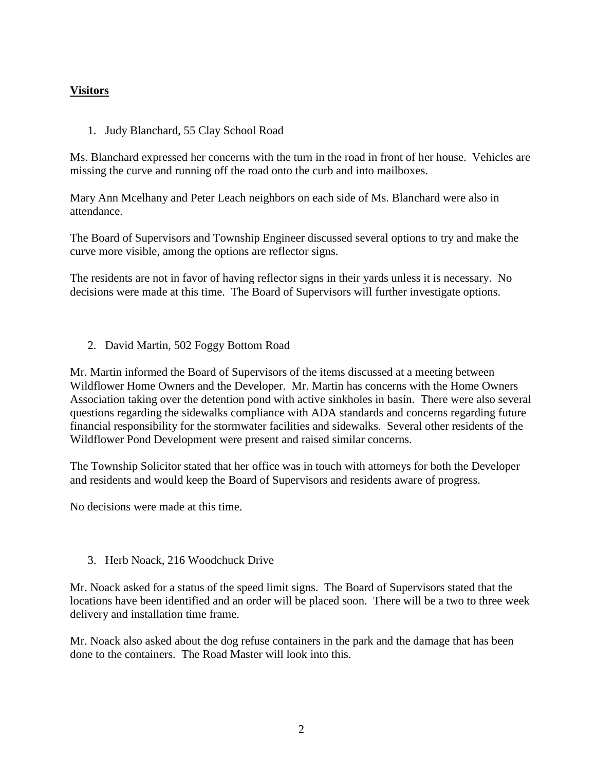## **Visitors**

1. Judy Blanchard, 55 Clay School Road

Ms. Blanchard expressed her concerns with the turn in the road in front of her house. Vehicles are missing the curve and running off the road onto the curb and into mailboxes.

Mary Ann Mcelhany and Peter Leach neighbors on each side of Ms. Blanchard were also in attendance.

The Board of Supervisors and Township Engineer discussed several options to try and make the curve more visible, among the options are reflector signs.

The residents are not in favor of having reflector signs in their yards unless it is necessary. No decisions were made at this time. The Board of Supervisors will further investigate options.

2. David Martin, 502 Foggy Bottom Road

Mr. Martin informed the Board of Supervisors of the items discussed at a meeting between Wildflower Home Owners and the Developer. Mr. Martin has concerns with the Home Owners Association taking over the detention pond with active sinkholes in basin. There were also several questions regarding the sidewalks compliance with ADA standards and concerns regarding future financial responsibility for the stormwater facilities and sidewalks. Several other residents of the Wildflower Pond Development were present and raised similar concerns.

The Township Solicitor stated that her office was in touch with attorneys for both the Developer and residents and would keep the Board of Supervisors and residents aware of progress.

No decisions were made at this time.

3. Herb Noack, 216 Woodchuck Drive

Mr. Noack asked for a status of the speed limit signs. The Board of Supervisors stated that the locations have been identified and an order will be placed soon. There will be a two to three week delivery and installation time frame.

Mr. Noack also asked about the dog refuse containers in the park and the damage that has been done to the containers. The Road Master will look into this.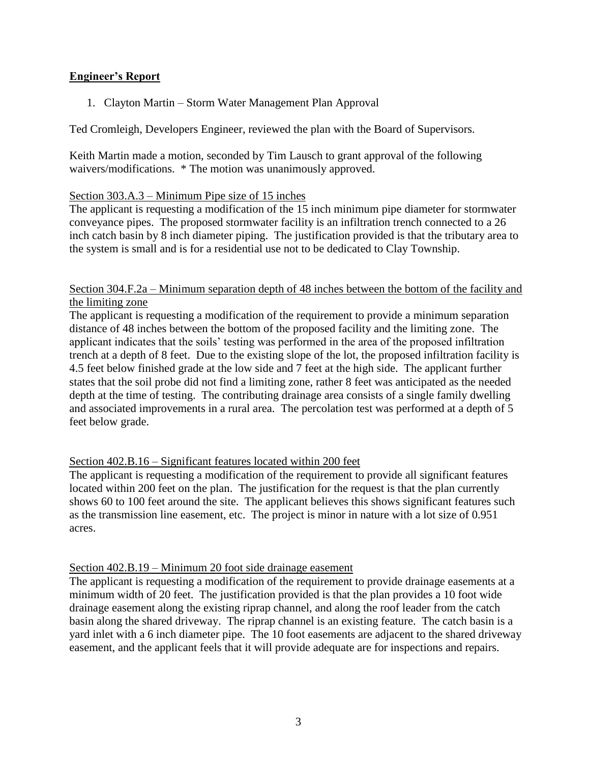## **Engineer's Report**

1. Clayton Martin – Storm Water Management Plan Approval

Ted Cromleigh, Developers Engineer, reviewed the plan with the Board of Supervisors.

Keith Martin made a motion, seconded by Tim Lausch to grant approval of the following waivers/modifications. * The motion was unanimously approved.

<u>Section 303.A.3 – Minimum Pipe size of 15 inches</u>

The applicant is requesting a modification of the 15 inch minimum pipe diameter for stormwater conveyance pipes. The proposed stormwater facility is an infiltration trench connected to a 26 inch catch basin by 8 inch diameter piping. The justification provided is that the tributary area to the system is small and is for a residential use not to be dedicated to Clay Township.

<u>Section 304.F.2a – Minimum separation depth of 48 inches between the bottom of the facility and the limiting zone</u>

The applicant is requesting a modification of the requirement to provide a minimum separation distance of 48 inches between the bottom of the proposed facility and the limiting zone. The applicant indicates that the soils' testing was performed in the area of the proposed infiltration trench at a depth of 8 feet. Due to the existing slope of the lot, the proposed infiltration facility is 4.5 feet below finished grade at the low side and 7 feet at the high side. The applicant further states that the soil probe did not find a limiting zone, rather 8 feet was anticipated as the needed depth at the time of testing. The contributing drainage area consists of a single family dwelling and associated improvements in a rural area. The percolation test was performed at a depth of 5 feet below grade.

<u>Section 402.B.16 – Significant features located within 200 feet</u>

The applicant is requesting a modification of the requirement to provide all significant features located within 200 feet on the plan. The justification for the request is that the plan currently shows 60 to 100 feet around the site. The applicant believes this shows significant features such as the transmission line easement, etc. The project is minor in nature with a lot size of 0.951 acres.

<u>Section 402.B.19 – Minimum 20 foot side drainage easement</u>

The applicant is requesting a modification of the requirement to provide drainage easements at a minimum width of 20 feet. The justification provided is that the plan provides a 10 foot wide drainage easement along the existing riprap channel, and along the roof leader from the catch basin along the shared driveway. The riprap channel is an existing feature. The catch basin is a yard inlet with a 6 inch diameter pipe. The 10 foot easements are adjacent to the shared driveway easement, and the applicant feels that it will provide adequate are for inspections and repairs.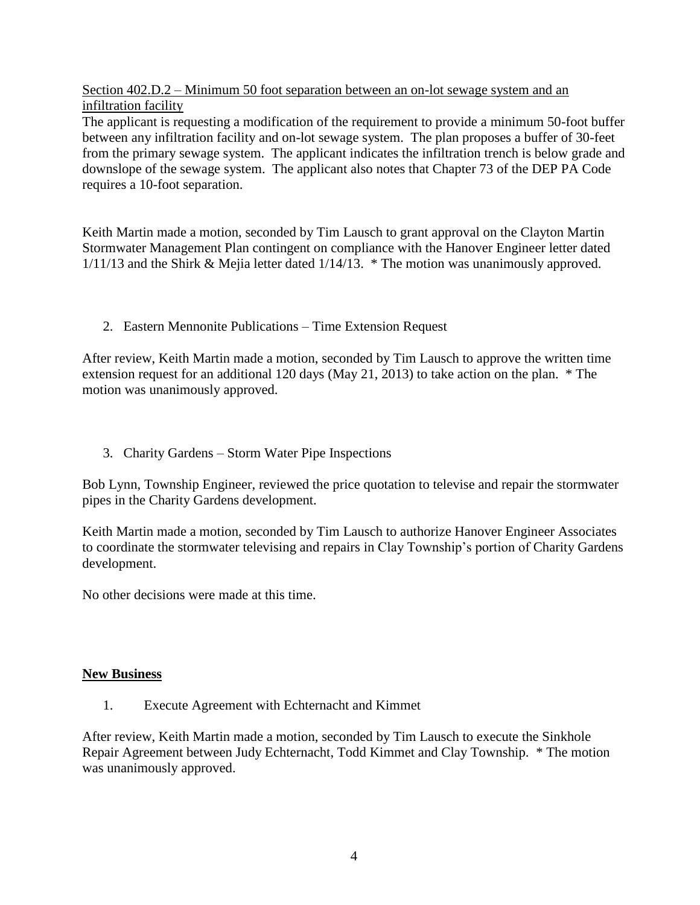<u>Section 402.D.2 – Minimum 50 foot separation between an on-lot sewage system and an infiltration facility</u>

The applicant is requesting a modification of the requirement to provide a minimum 50-foot buffer between any infiltration facility and on-lot sewage system. The plan proposes a buffer of 30-feet from the primary sewage system. The applicant indicates the infiltration trench is below grade and downslope of the sewage system. The applicant also notes that Chapter 73 of the DEP PA Code requires a 10-foot separation.

Keith Martin made a motion, seconded by Tim Lausch to grant approval on the Clayton Martin Stormwater Management Plan contingent on compliance with the Hanover Engineer letter dated 1/11/13 and the Shirk & Mejia letter dated 1/14/13. * The motion was unanimously approved.

2. Eastern Mennonite Publications – Time Extension Request

After review, Keith Martin made a motion, seconded by Tim Lausch to approve the written time extension request for an additional 120 days (May 21, 2013) to take action on the plan. * The motion was unanimously approved.

3. Charity Gardens – Storm Water Pipe Inspections

Bob Lynn, Township Engineer, reviewed the price quotation to televise and repair the stormwater pipes in the Charity Gardens development.

Keith Martin made a motion, seconded by Tim Lausch to authorize Hanover Engineer Associates to coordinate the stormwater televising and repairs in Clay Township's portion of Charity Gardens development.

No other decisions were made at this time.

## New Business

1. Execute Agreement with Echternacht and Kimmet

After review, Keith Martin made a motion, seconded by Tim Lausch to execute the Sinkhole Repair Agreement between Judy Echternacht, Todd Kimmet and Clay Township. * The motion was unanimously approved.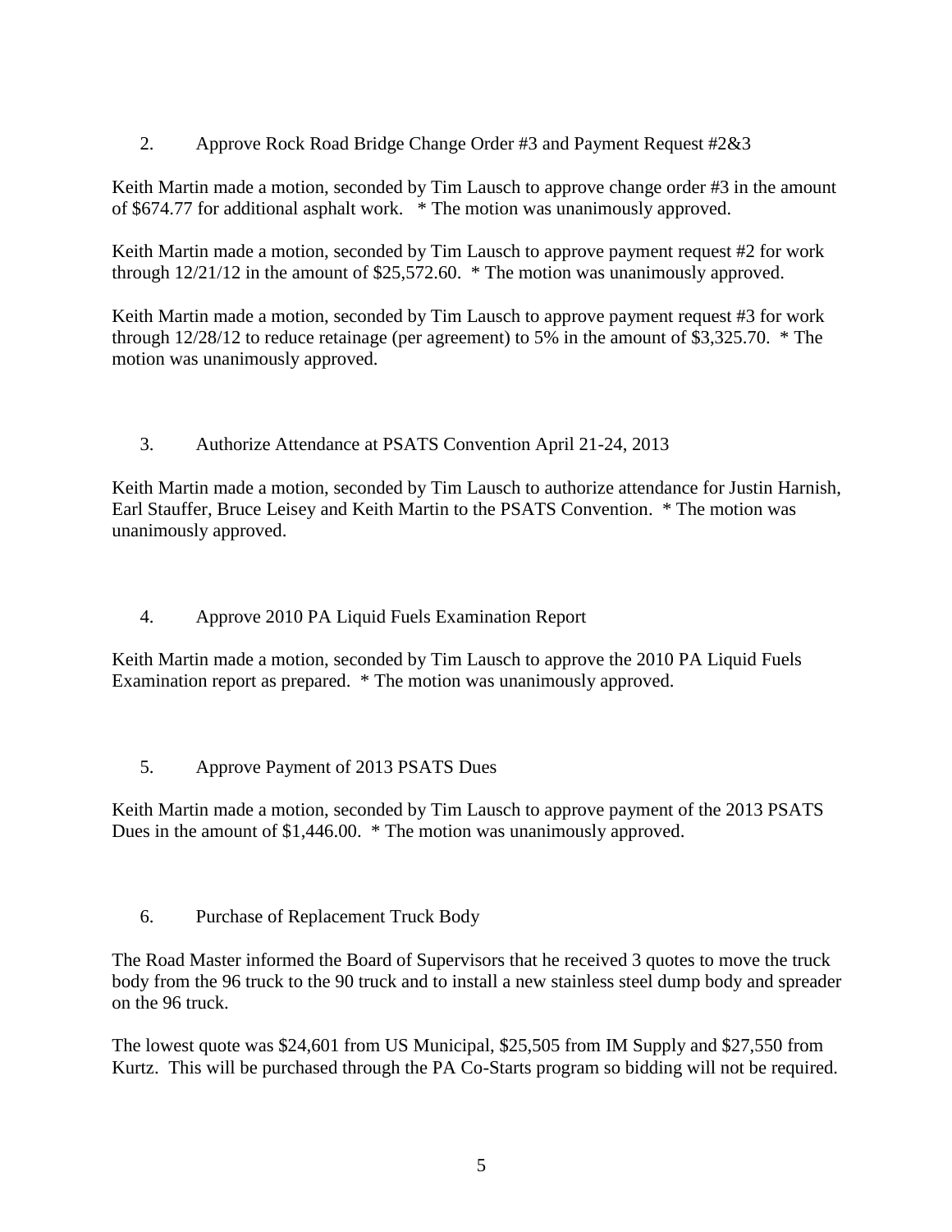2. Approve Rock Road Bridge Change Order #3 and Payment Request #2&3

Keith Martin made a motion, seconded by Tim Lausch to approve change order #3 in the amount of $674.77 for additional asphalt work. * The motion was unanimously approved.

Keith Martin made a motion, seconded by Tim Lausch to approve payment request #2 for work through 12/21/12 in the amount of $25,572.60. * The motion was unanimously approved.

Keith Martin made a motion, seconded by Tim Lausch to approve payment request #3 for work through 12/28/12 to reduce retainage (per agreement) to 5% in the amount of $3,325.70. * The motion was unanimously approved.

3. Authorize Attendance at PSATS Convention April 21-24, 2013

Keith Martin made a motion, seconded by Tim Lausch to authorize attendance for Justin Harnish, Earl Stauffer, Bruce Leisey and Keith Martin to the PSATS Convention. * The motion was unanimously approved.

4. Approve 2010 PA Liquid Fuels Examination Report

Keith Martin made a motion, seconded by Tim Lausch to approve the 2010 PA Liquid Fuels Examination report as prepared. * The motion was unanimously approved.

5. Approve Payment of 2013 PSATS Dues

Keith Martin made a motion, seconded by Tim Lausch to approve payment of the 2013 PSATS Dues in the amount of $1,446.00. * The motion was unanimously approved.

6. Purchase of Replacement Truck Body

The Road Master informed the Board of Supervisors that he received 3 quotes to move the truck body from the 96 truck to the 90 truck and to install a new stainless steel dump body and spreader on the 96 truck.

The lowest quote was $24,601 from US Municipal, $25,505 from IM Supply and $27,550 from Kurtz. This will be purchased through the PA Co-Starts program so bidding will not be required.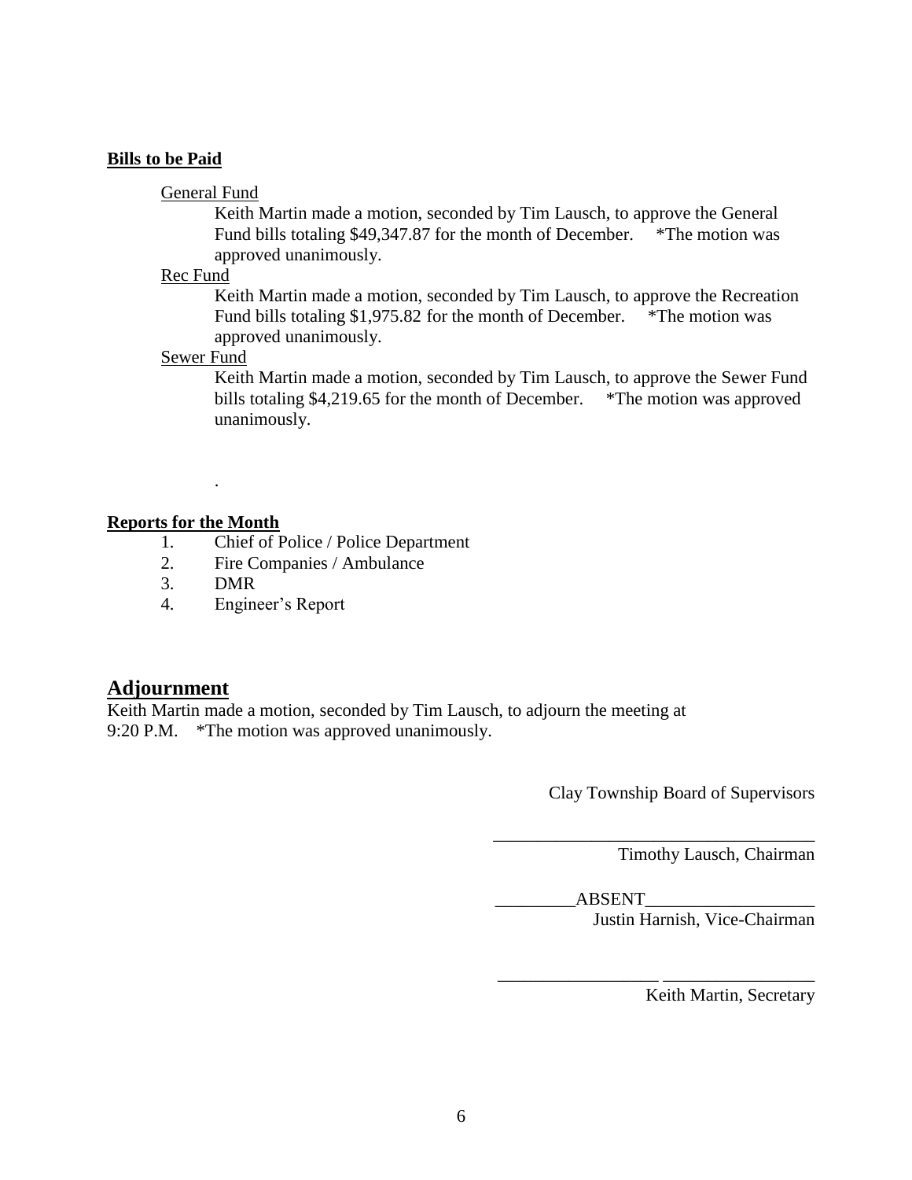**Bills to be Paid**

General Fund

Keith Martin made a motion, seconded by Tim Lausch, to approve the General Fund bills totaling $49,347.87 for the month of December. *The motion was approved unanimously.

Rec Fund

Keith Martin made a motion, seconded by Tim Lausch, to approve the Recreation Fund bills totaling $1,975.82 for the month of December. *The motion was approved unanimously.

Sewer Fund

Keith Martin made a motion, seconded by Tim Lausch, to approve the Sewer Fund bills totaling $4,219.65 for the month of December. *The motion was approved unanimously.

.

**Reports for the Month**

1. Chief of Police / Police Department
2. Fire Companies / Ambulance
3. DMR
4. Engineer's Report

## Adjournment

Keith Martin made a motion, seconded by Tim Lausch, to adjourn the meeting at 9:20 P.M. *The motion was approved unanimously.

Clay Township Board of Supervisors

______________________________________
Timothy Lausch, Chairman

_________ABSENT___________________
Justin Harnish, Vice-Chairman

__________________ _________________
Keith Martin, Secretary